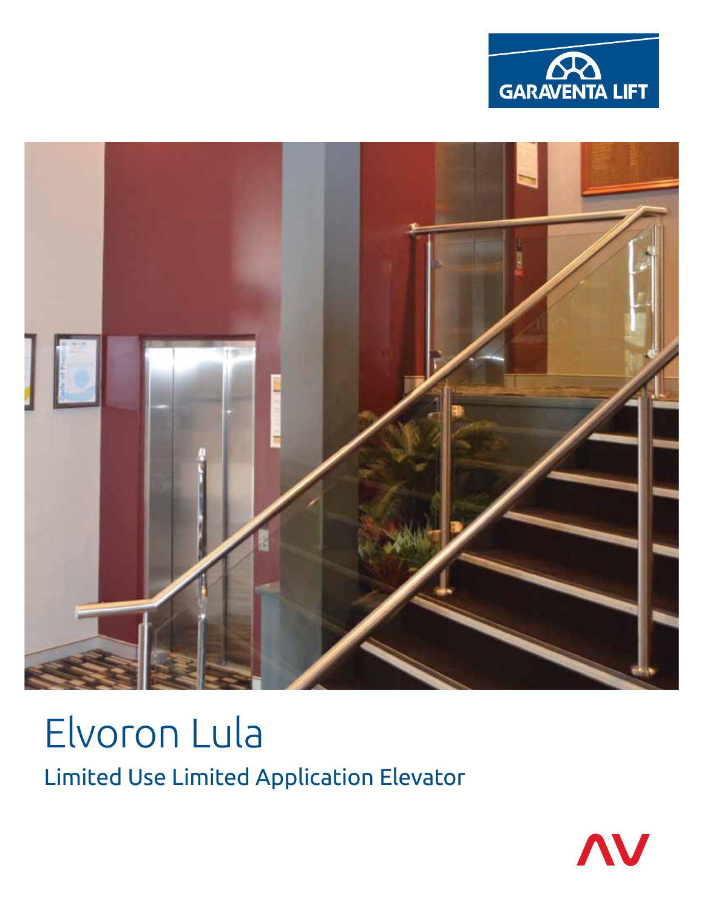# Elvoron Lula

## Limited Use Limited Application Elevator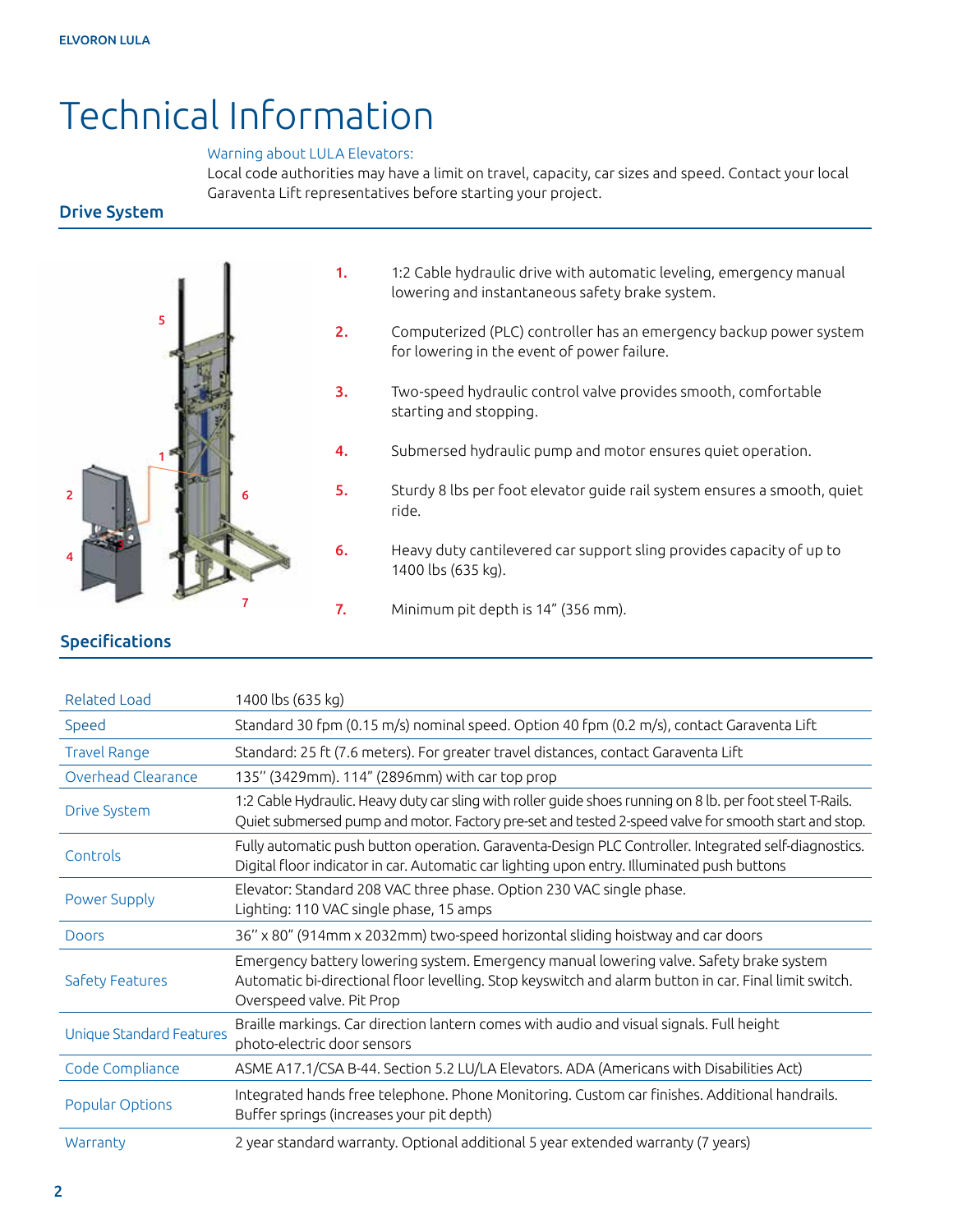# Technical Information

Warning about LULA Elevators:

Local code authorities may have a limit on travel, capacity, car sizes and speed. Contact your local Garaventa Lift representatives before starting your project.

## Drive System

1. 1:2 Cable hydraulic drive with automatic leveling, emergency manual lowering and instantaneous safety brake system.
2. Computerized (PLC) controller has an emergency backup power system for lowering in the event of power failure.
3. Two-speed hydraulic control valve provides smooth, comfortable starting and stopping.
4. Submersed hydraulic pump and motor ensures quiet operation.
5. Sturdy 8 lbs per foot elevator guide rail system ensures a smooth, quiet ride.
6. Heavy duty cantilevered car support sling provides capacity of up to 1400 lbs (635 kg).
7. Minimum pit depth is 14" (356 mm).

## Specifications

| | |
|---|---|
| Related Load | 1400 lbs (635 kg) |
| Speed | Standard 30 fpm (0.15 m/s) nominal speed. Option 40 fpm (0.2 m/s), contact Garaventa Lift |
| Travel Range | Standard: 25 ft (7.6 meters). For greater travel distances, contact Garaventa Lift |
| Overhead Clearance | 135'' (3429mm). 114" (2896mm) with car top prop |
| Drive System | 1:2 Cable Hydraulic. Heavy duty car sling with roller guide shoes running on 8 lb. per foot steel T-Rails. Quiet submersed pump and motor. Factory pre-set and tested 2-speed valve for smooth start and stop. |
| Controls | Fully automatic push button operation. Garaventa-Design PLC Controller. Integrated self-diagnostics. Digital floor indicator in car. Automatic car lighting upon entry. Illuminated push buttons |
| Power Supply | Elevator: Standard 208 VAC three phase. Option 230 VAC single phase.<br>Lighting: 110 VAC single phase, 15 amps |
| Doors | 36'' x 80" (914mm x 2032mm) two-speed horizontal sliding hoistway and car doors |
| Safety Features | Emergency battery lowering system. Emergency manual lowering valve. Safety brake system Automatic bi-directional floor levelling. Stop keyswitch and alarm button in car. Final limit switch. Overspeed valve. Pit Prop |
| Unique Standard Features | Braille markings. Car direction lantern comes with audio and visual signals. Full height photo-electric door sensors |
| Code Compliance | ASME A17.1/CSA B-44. Section 5.2 LU/LA Elevators. ADA (Americans with Disabilities Act) |
| Popular Options | Integrated hands free telephone. Phone Monitoring. Custom car finishes. Additional handrails. Buffer springs (increases your pit depth) |
| Warranty | 2 year standard warranty. Optional additional 5 year extended warranty (7 years) |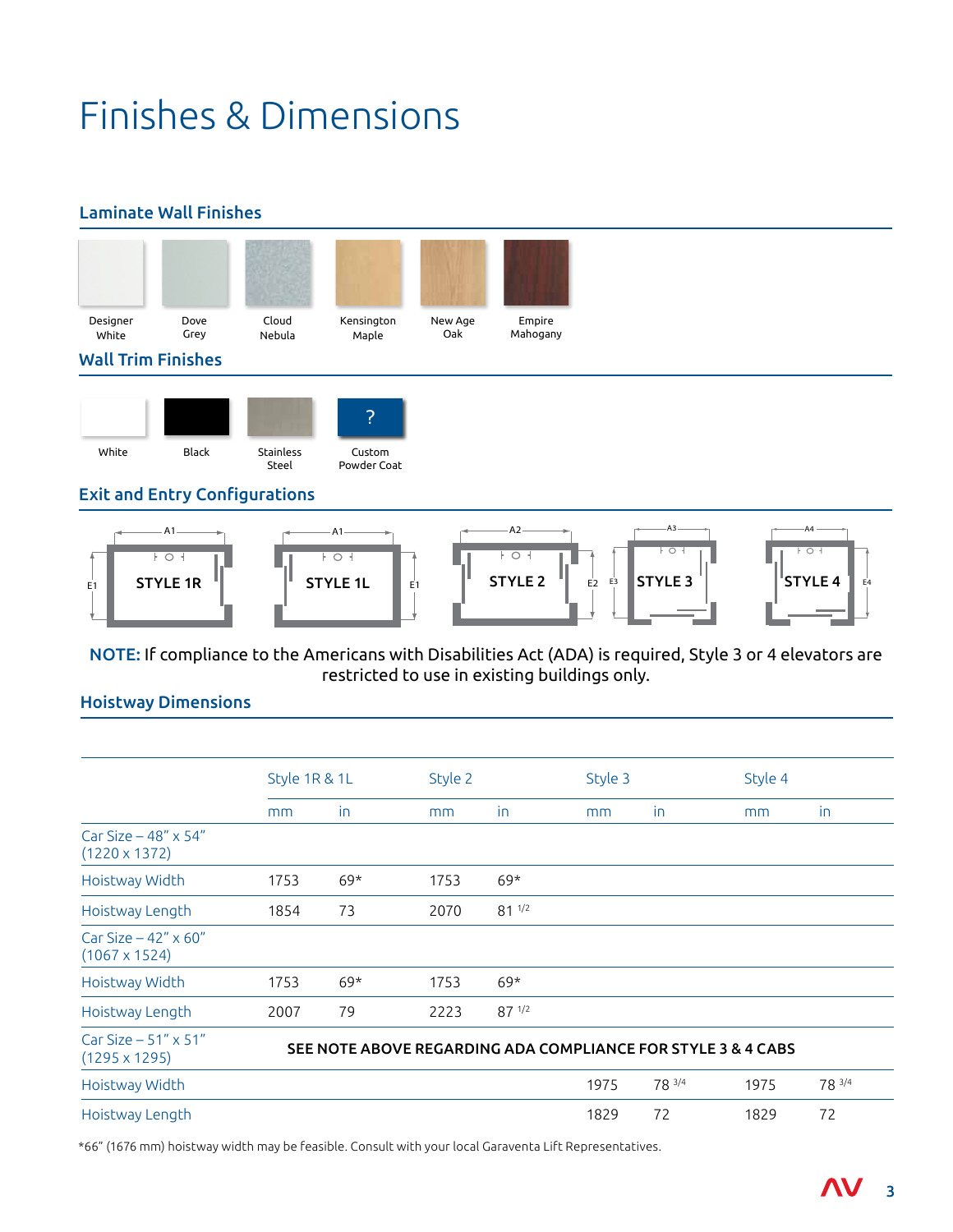# Finishes & Dimensions

## Laminate Wall Finishes

Designer White | Dove Grey | Cloud Nebula | Kensington Maple | New Age Oak | Empire Mahogany

## Wall Trim Finishes

White | Black | Stainless Steel | Custom Powder Coat

## Exit and Entry Configurations

STYLE 1R | STYLE 1L | STYLE 2 | STYLE 3 | STYLE 4

**NOTE:** If compliance to the Americans with Disabilities Act (ADA) is required, Style 3 or 4 elevators are restricted to use in existing buildings only.

## Hoistway Dimensions

| | Style 1R & 1L | | Style 2 | | Style 3 | | Style 4 | |
|---|---|---|---|---|---|---|---|---|
| | mm | in | mm | in | mm | in | mm | in |
| Car Size – 48" x 54" (1220 x 1372) | | | | | | | | |
| Hoistway Width | 1753 | 69* | 1753 | 69* | | | | |
| Hoistway Length | 1854 | 73 | 2070 | 81 1/2 | | | | |
| Car Size – 42" x 60" (1067 x 1524) | | | | | | | | |
| Hoistway Width | 1753 | 69* | 1753 | 69* | | | | |
| Hoistway Length | 2007 | 79 | 2223 | 87 1/2 | | | | |
| Car Size – 51" x 51" (1295 x 1295) | SEE NOTE ABOVE REGARDING ADA COMPLIANCE FOR STYLE 3 & 4 CABS | | | | | | | |
| Hoistway Width | | | | | 1975 | 78 3/4 | 1975 | 78 3/4 |
| Hoistway Length | | | | | 1829 | 72 | 1829 | 72 |

*66" (1676 mm) hoistway width may be feasible. Consult with your local Garaventa Lift Representatives.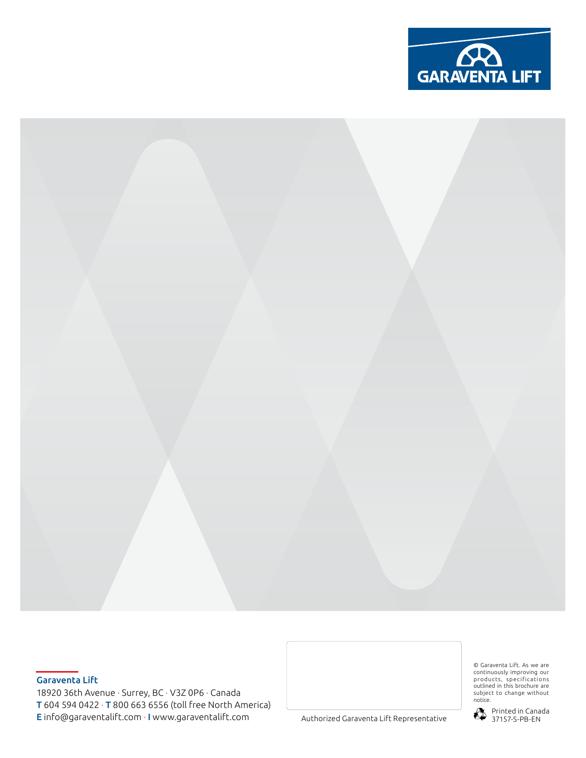GARAVENTA LIFT

**Garaventa Lift**

18920 36th Avenue · Surrey, BC · V3Z 0P6 · Canada

**T** 604 594 0422 · **T** 800 663 6556 (toll free North America)

**E** info@garaventalift.com · **I** www.garaventalift.com

Authorized Garaventa Lift Representative

© Garaventa Lift. As we are continuously improving our products, specifications outlined in this brochure are subject to change without notice.

Printed in Canada
37157-S-PB-EN